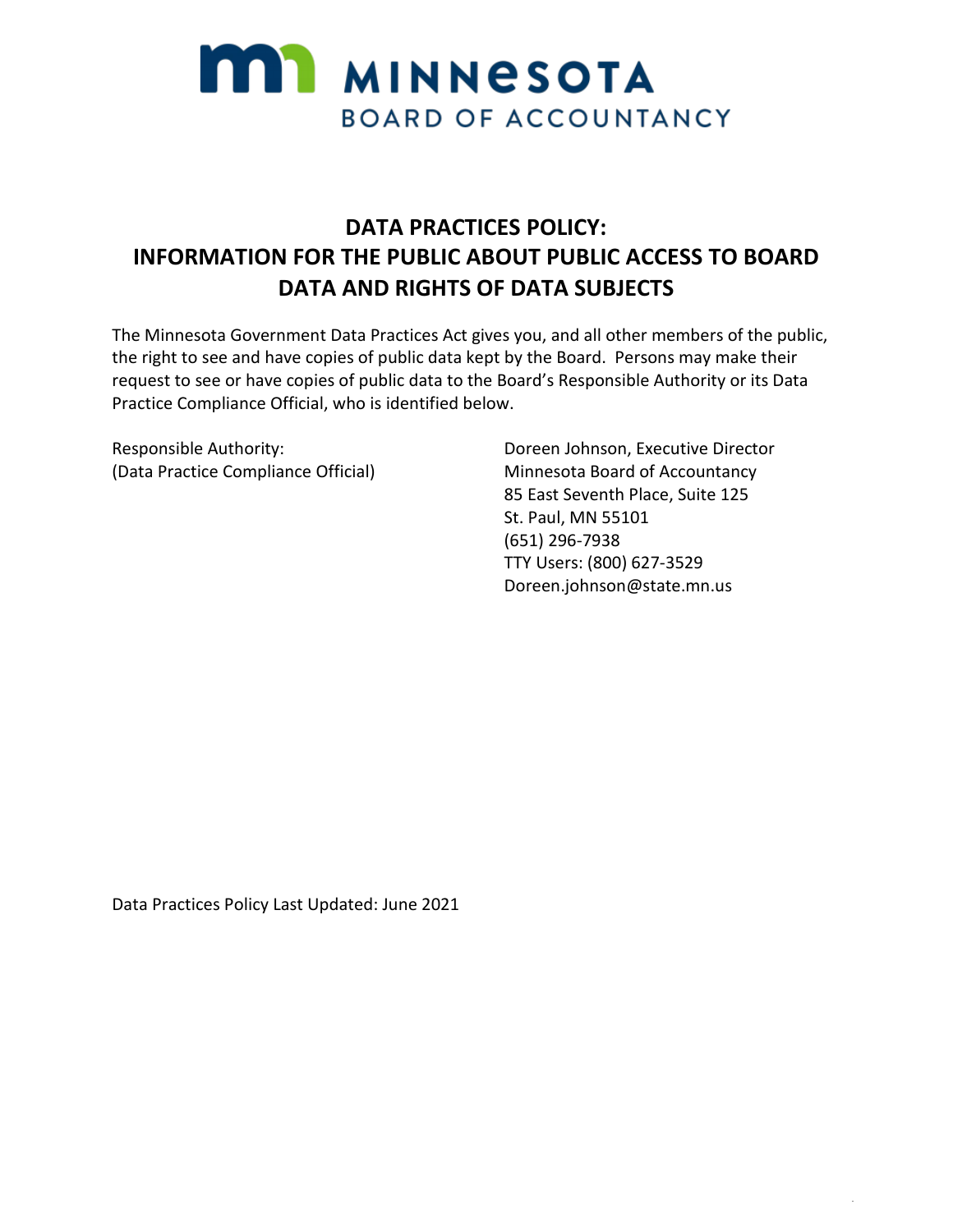MINNESOTA
BOARD OF ACCOUNTANCY

# DATA PRACTICES POLICY: INFORMATION FOR THE PUBLIC ABOUT PUBLIC ACCESS TO BOARD DATA AND RIGHTS OF DATA SUBJECTS

The Minnesota Government Data Practices Act gives you, and all other members of the public, the right to see and have copies of public data kept by the Board. Persons may make their request to see or have copies of public data to the Board's Responsible Authority or its Data Practice Compliance Official, who is identified below.

Responsible Authority:
(Data Practice Compliance Official)

Doreen Johnson, Executive Director
Minnesota Board of Accountancy
85 East Seventh Place, Suite 125
St. Paul, MN 55101
(651) 296-7938
TTY Users: (800) 627-3529
Doreen.johnson@state.mn.us

Data Practices Policy Last Updated: June 2021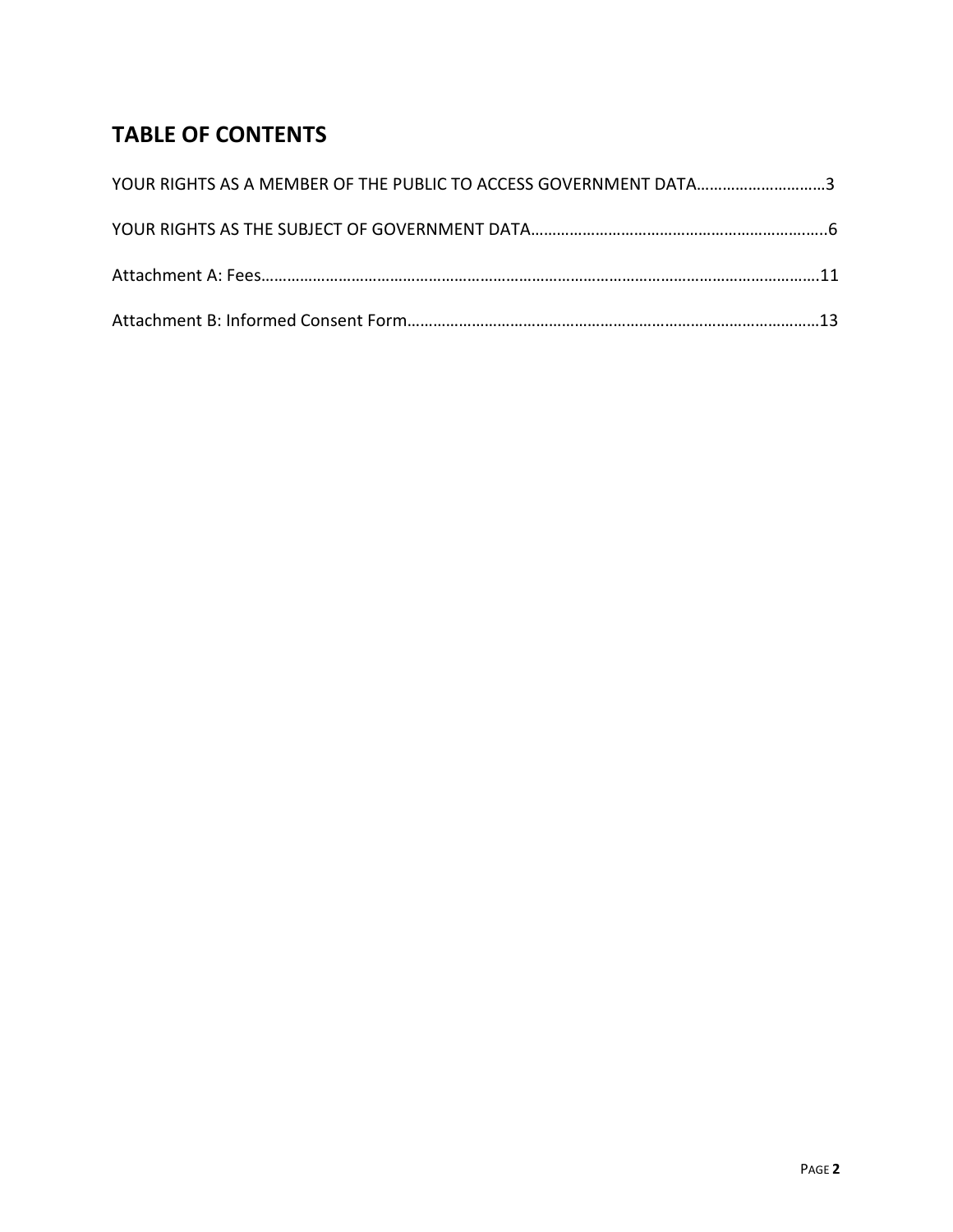## TABLE OF CONTENTS

YOUR RIGHTS AS A MEMBER OF THE PUBLIC TO ACCESS GOVERNMENT DATA……………………….3

YOUR RIGHTS AS THE SUBJECT OF GOVERNMENT DATA……………………………………………………..6

Attachment A: Fees………………………………………………………………………………………………………….11

Attachment B: Informed Consent Form………………………………………………………………………………13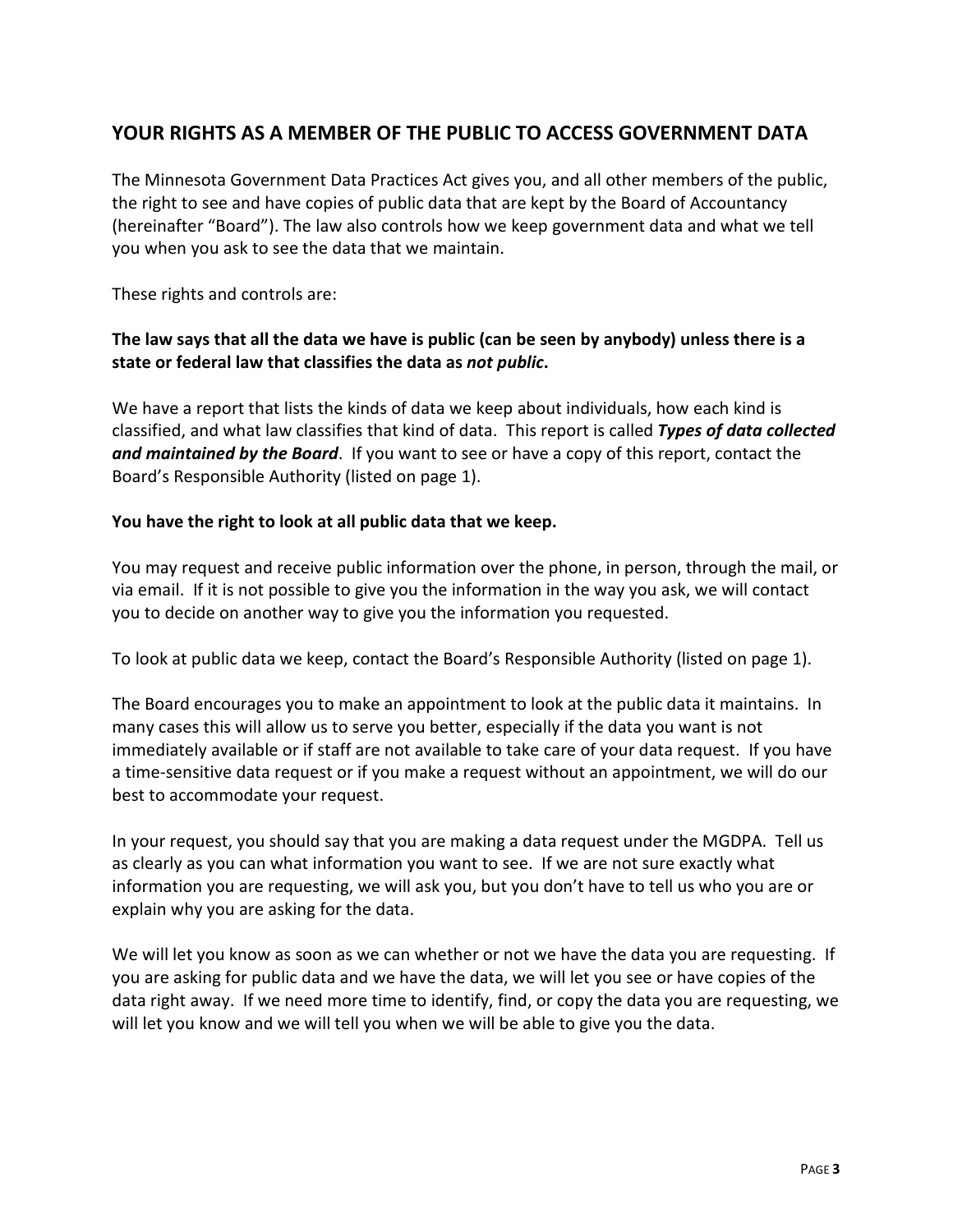## YOUR RIGHTS AS A MEMBER OF THE PUBLIC TO ACCESS GOVERNMENT DATA

The Minnesota Government Data Practices Act gives you, and all other members of the public, the right to see and have copies of public data that are kept by the Board of Accountancy (hereinafter "Board"). The law also controls how we keep government data and what we tell you when you ask to see the data that we maintain.

These rights and controls are:

**The law says that all the data we have is public (can be seen by anybody) unless there is a state or federal law that classifies the data as *not public*.**

We have a report that lists the kinds of data we keep about individuals, how each kind is classified, and what law classifies that kind of data. This report is called ***Types of data collected and maintained by the Board***. If you want to see or have a copy of this report, contact the Board's Responsible Authority (listed on page 1).

**You have the right to look at all public data that we keep.**

You may request and receive public information over the phone, in person, through the mail, or via email. If it is not possible to give you the information in the way you ask, we will contact you to decide on another way to give you the information you requested.

To look at public data we keep, contact the Board's Responsible Authority (listed on page 1).

The Board encourages you to make an appointment to look at the public data it maintains. In many cases this will allow us to serve you better, especially if the data you want is not immediately available or if staff are not available to take care of your data request. If you have a time-sensitive data request or if you make a request without an appointment, we will do our best to accommodate your request.

In your request, you should say that you are making a data request under the MGDPA. Tell us as clearly as you can what information you want to see. If we are not sure exactly what information you are requesting, we will ask you, but you don't have to tell us who you are or explain why you are asking for the data.

We will let you know as soon as we can whether or not we have the data you are requesting. If you are asking for public data and we have the data, we will let you see or have copies of the data right away. If we need more time to identify, find, or copy the data you are requesting, we will let you know and we will tell you when we will be able to give you the data.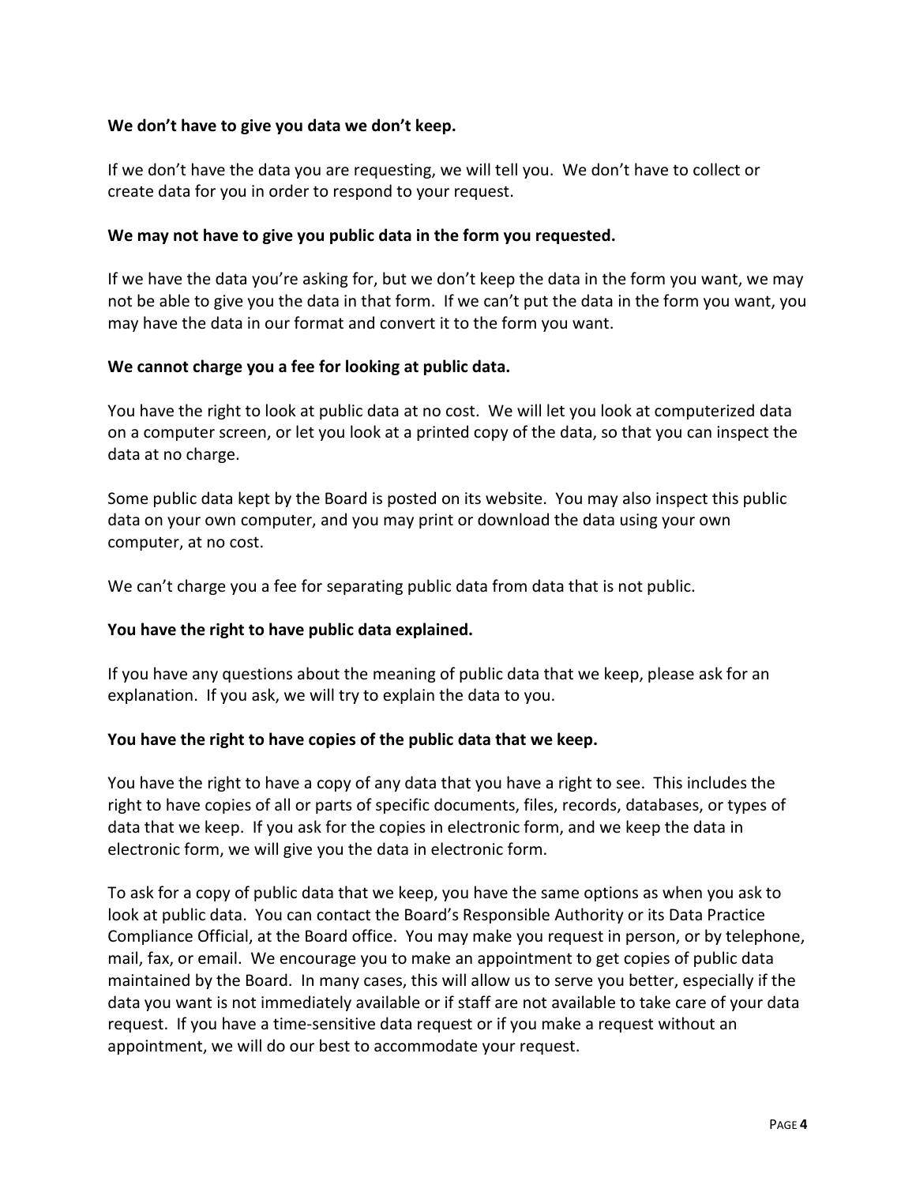**We don't have to give you data we don't keep.**

If we don't have the data you are requesting, we will tell you. We don't have to collect or create data for you in order to respond to your request.

**We may not have to give you public data in the form you requested.**

If we have the data you're asking for, but we don't keep the data in the form you want, we may not be able to give you the data in that form. If we can't put the data in the form you want, you may have the data in our format and convert it to the form you want.

**We cannot charge you a fee for looking at public data.**

You have the right to look at public data at no cost. We will let you look at computerized data on a computer screen, or let you look at a printed copy of the data, so that you can inspect the data at no charge.

Some public data kept by the Board is posted on its website. You may also inspect this public data on your own computer, and you may print or download the data using your own computer, at no cost.

We can't charge you a fee for separating public data from data that is not public.

**You have the right to have public data explained.**

If you have any questions about the meaning of public data that we keep, please ask for an explanation. If you ask, we will try to explain the data to you.

**You have the right to have copies of the public data that we keep.**

You have the right to have a copy of any data that you have a right to see. This includes the right to have copies of all or parts of specific documents, files, records, databases, or types of data that we keep. If you ask for the copies in electronic form, and we keep the data in electronic form, we will give you the data in electronic form.

To ask for a copy of public data that we keep, you have the same options as when you ask to look at public data. You can contact the Board's Responsible Authority or its Data Practice Compliance Official, at the Board office. You may make you request in person, or by telephone, mail, fax, or email. We encourage you to make an appointment to get copies of public data maintained by the Board. In many cases, this will allow us to serve you better, especially if the data you want is not immediately available or if staff are not available to take care of your data request. If you have a time-sensitive data request or if you make a request without an appointment, we will do our best to accommodate your request.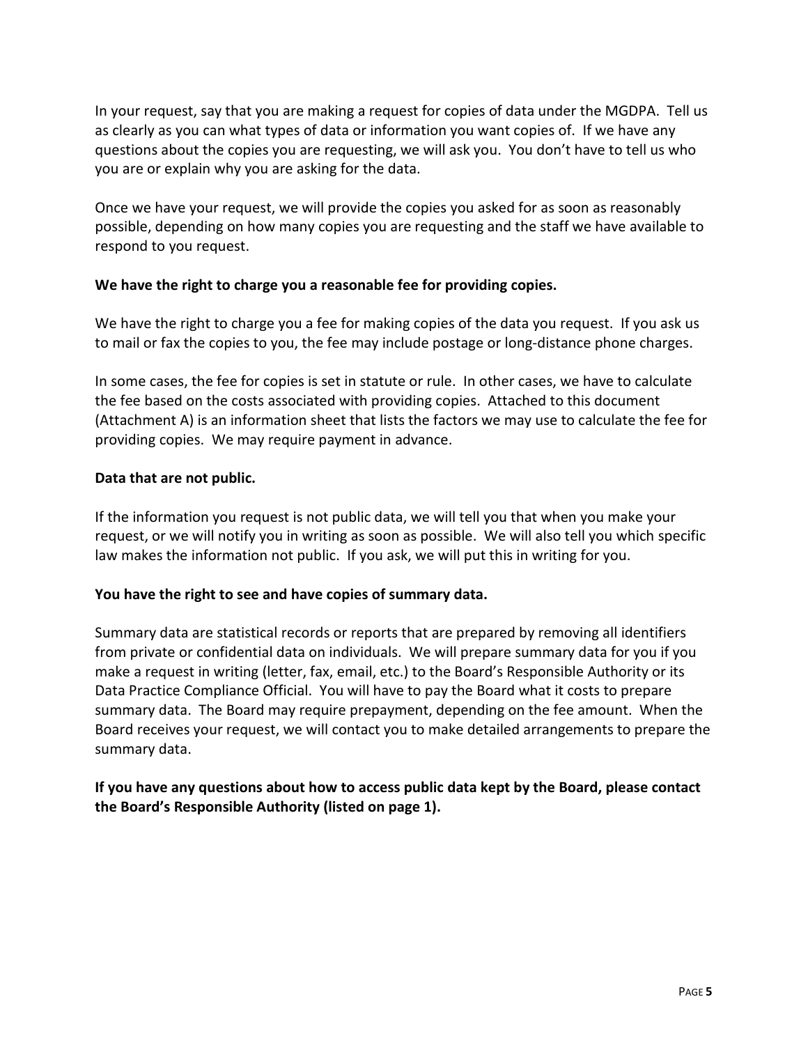In your request, say that you are making a request for copies of data under the MGDPA. Tell us as clearly as you can what types of data or information you want copies of. If we have any questions about the copies you are requesting, we will ask you. You don't have to tell us who you are or explain why you are asking for the data.

Once we have your request, we will provide the copies you asked for as soon as reasonably possible, depending on how many copies you are requesting and the staff we have available to respond to you request.

**We have the right to charge you a reasonable fee for providing copies.**

We have the right to charge you a fee for making copies of the data you request. If you ask us to mail or fax the copies to you, the fee may include postage or long-distance phone charges.

In some cases, the fee for copies is set in statute or rule. In other cases, we have to calculate the fee based on the costs associated with providing copies. Attached to this document (Attachment A) is an information sheet that lists the factors we may use to calculate the fee for providing copies. We may require payment in advance.

**Data that are not public.**

If the information you request is not public data, we will tell you that when you make your request, or we will notify you in writing as soon as possible. We will also tell you which specific law makes the information not public. If you ask, we will put this in writing for you.

**You have the right to see and have copies of summary data.**

Summary data are statistical records or reports that are prepared by removing all identifiers from private or confidential data on individuals. We will prepare summary data for you if you make a request in writing (letter, fax, email, etc.) to the Board's Responsible Authority or its Data Practice Compliance Official. You will have to pay the Board what it costs to prepare summary data. The Board may require prepayment, depending on the fee amount. When the Board receives your request, we will contact you to make detailed arrangements to prepare the summary data.

**If you have any questions about how to access public data kept by the Board, please contact the Board's Responsible Authority (listed on page 1).**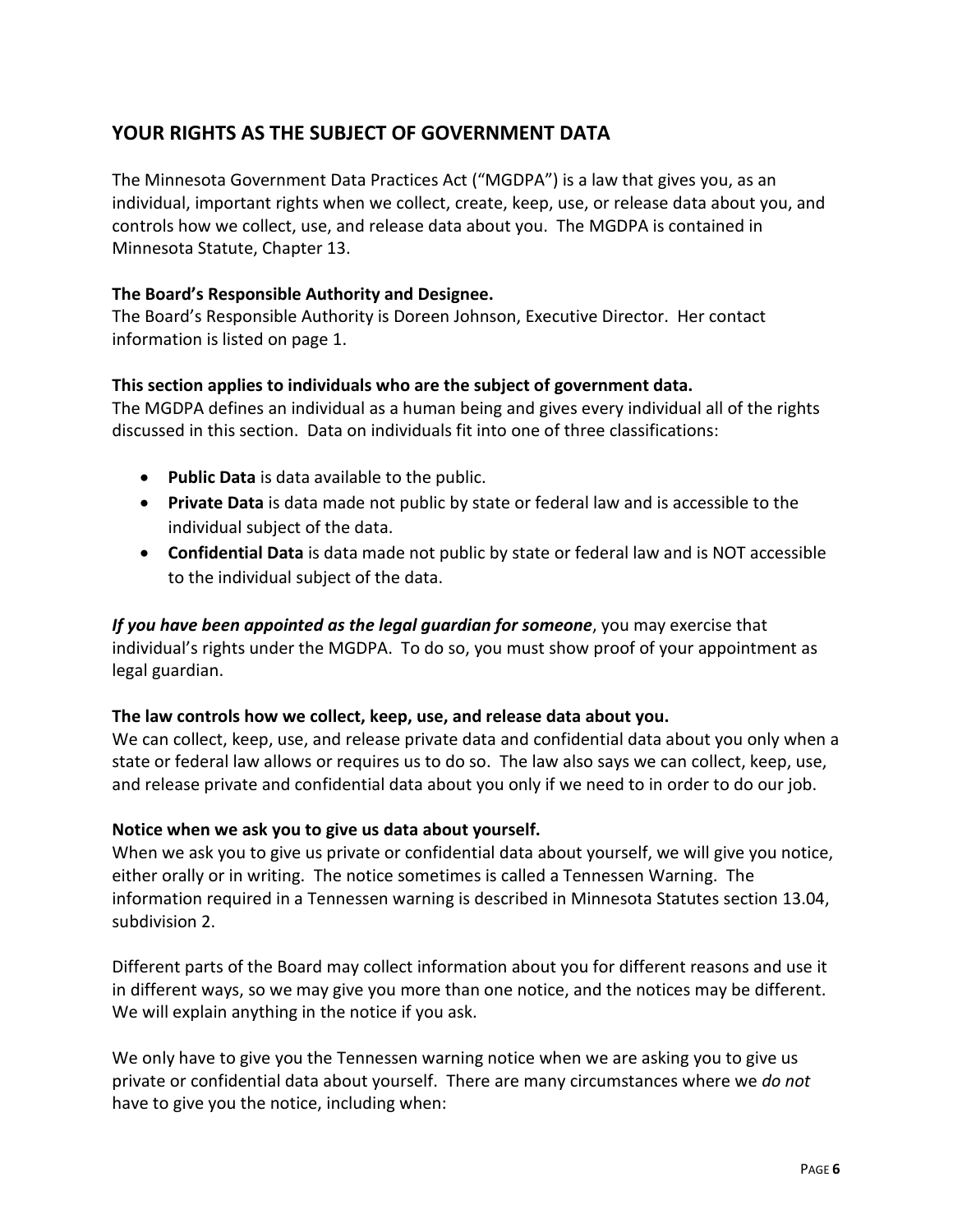## YOUR RIGHTS AS THE SUBJECT OF GOVERNMENT DATA

The Minnesota Government Data Practices Act ("MGDPA") is a law that gives you, as an individual, important rights when we collect, create, keep, use, or release data about you, and controls how we collect, use, and release data about you. The MGDPA is contained in Minnesota Statute, Chapter 13.

**The Board's Responsible Authority and Designee.**
The Board's Responsible Authority is Doreen Johnson, Executive Director. Her contact information is listed on page 1.

**This section applies to individuals who are the subject of government data.**
The MGDPA defines an individual as a human being and gives every individual all of the rights discussed in this section. Data on individuals fit into one of three classifications:

- **Public Data** is data available to the public.
- **Private Data** is data made not public by state or federal law and is accessible to the individual subject of the data.
- **Confidential Data** is data made not public by state or federal law and is NOT accessible to the individual subject of the data.

***If you have been appointed as the legal guardian for someone***, you may exercise that individual's rights under the MGDPA. To do so, you must show proof of your appointment as legal guardian.

**The law controls how we collect, keep, use, and release data about you.**
We can collect, keep, use, and release private data and confidential data about you only when a state or federal law allows or requires us to do so. The law also says we can collect, keep, use, and release private and confidential data about you only if we need to in order to do our job.

**Notice when we ask you to give us data about yourself.**
When we ask you to give us private or confidential data about yourself, we will give you notice, either orally or in writing. The notice sometimes is called a Tennessen Warning. The information required in a Tennessen warning is described in Minnesota Statutes section 13.04, subdivision 2.

Different parts of the Board may collect information about you for different reasons and use it in different ways, so we may give you more than one notice, and the notices may be different. We will explain anything in the notice if you ask.

We only have to give you the Tennessen warning notice when we are asking you to give us private or confidential data about yourself. There are many circumstances where we *do not* have to give you the notice, including when: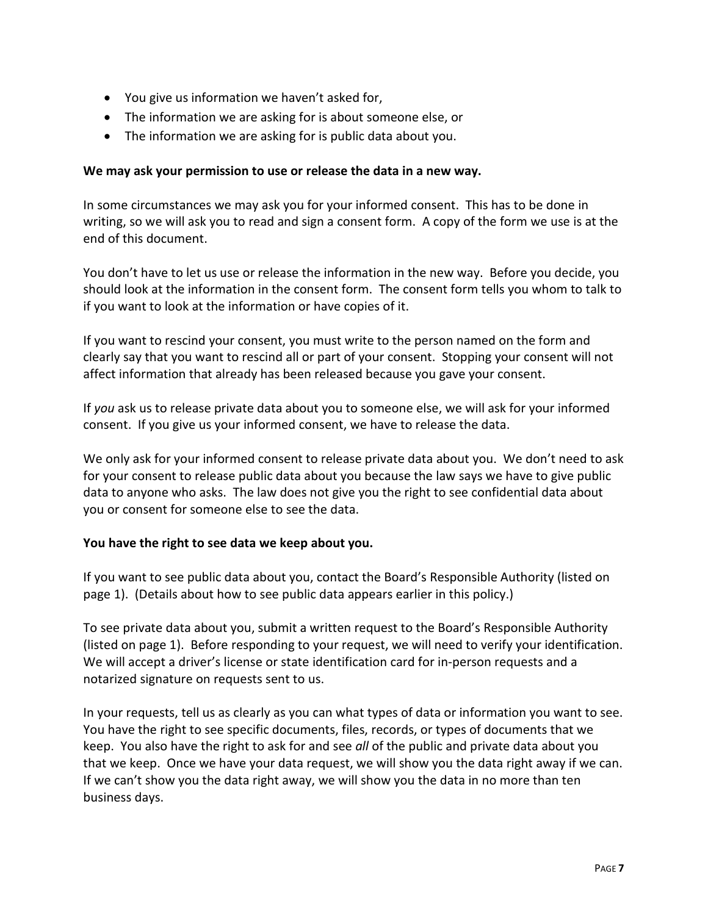- You give us information we haven't asked for,
- The information we are asking for is about someone else, or
- The information we are asking for is public data about you.

**We may ask your permission to use or release the data in a new way.**

In some circumstances we may ask you for your informed consent. This has to be done in writing, so we will ask you to read and sign a consent form. A copy of the form we use is at the end of this document.

You don't have to let us use or release the information in the new way. Before you decide, you should look at the information in the consent form. The consent form tells you whom to talk to if you want to look at the information or have copies of it.

If you want to rescind your consent, you must write to the person named on the form and clearly say that you want to rescind all or part of your consent. Stopping your consent will not affect information that already has been released because you gave your consent.

If *you* ask us to release private data about you to someone else, we will ask for your informed consent. If you give us your informed consent, we have to release the data.

We only ask for your informed consent to release private data about you. We don't need to ask for your consent to release public data about you because the law says we have to give public data to anyone who asks. The law does not give you the right to see confidential data about you or consent for someone else to see the data.

**You have the right to see data we keep about you.**

If you want to see public data about you, contact the Board's Responsible Authority (listed on page 1). (Details about how to see public data appears earlier in this policy.)

To see private data about you, submit a written request to the Board's Responsible Authority (listed on page 1). Before responding to your request, we will need to verify your identification. We will accept a driver's license or state identification card for in-person requests and a notarized signature on requests sent to us.

In your requests, tell us as clearly as you can what types of data or information you want to see. You have the right to see specific documents, files, records, or types of documents that we keep. You also have the right to ask for and see *all* of the public and private data about you that we keep. Once we have your data request, we will show you the data right away if we can. If we can't show you the data right away, we will show you the data in no more than ten business days.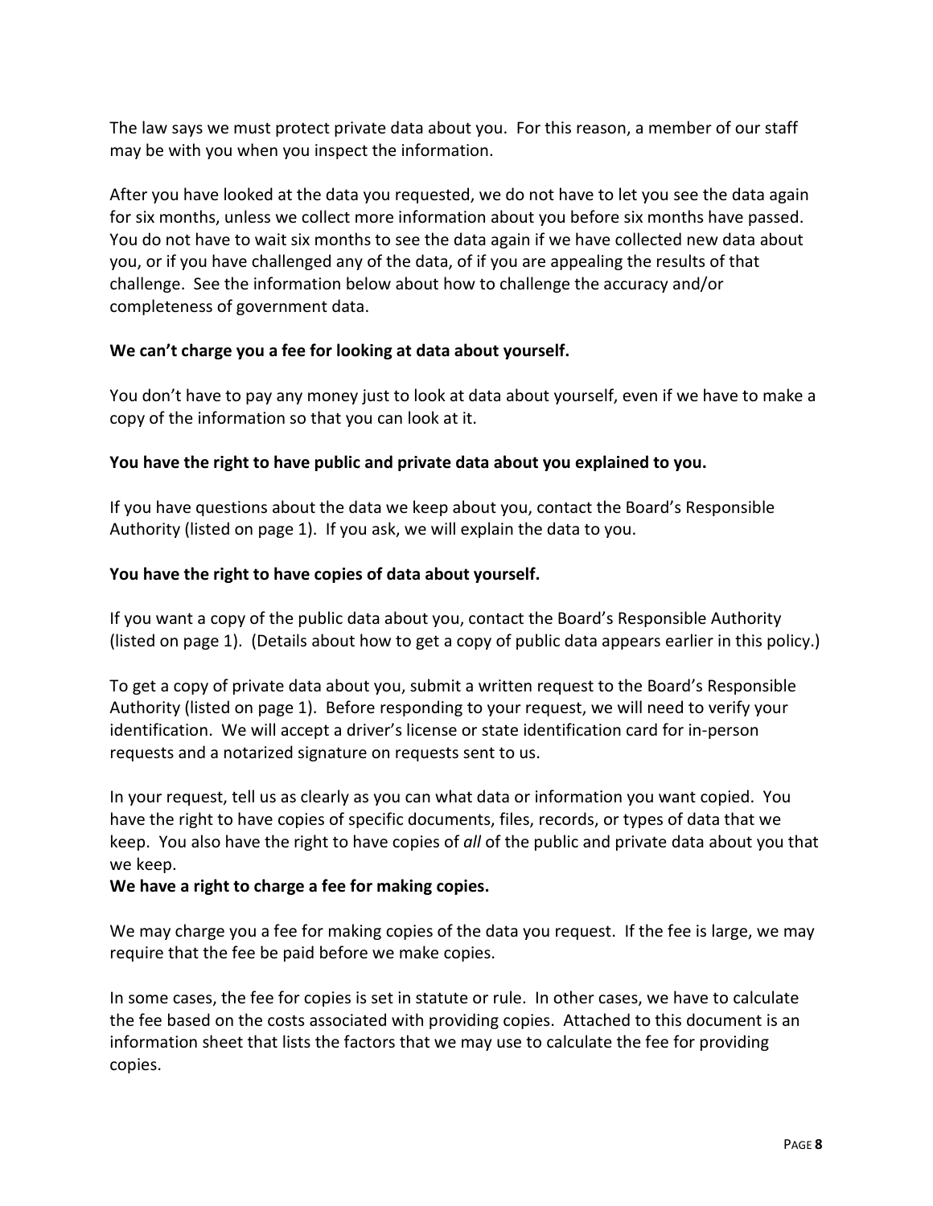The law says we must protect private data about you. For this reason, a member of our staff may be with you when you inspect the information.

After you have looked at the data you requested, we do not have to let you see the data again for six months, unless we collect more information about you before six months have passed. You do not have to wait six months to see the data again if we have collected new data about you, or if you have challenged any of the data, of if you are appealing the results of that challenge. See the information below about how to challenge the accuracy and/or completeness of government data.

**We can't charge you a fee for looking at data about yourself.**

You don't have to pay any money just to look at data about yourself, even if we have to make a copy of the information so that you can look at it.

**You have the right to have public and private data about you explained to you.**

If you have questions about the data we keep about you, contact the Board's Responsible Authority (listed on page 1). If you ask, we will explain the data to you.

**You have the right to have copies of data about yourself.**

If you want a copy of the public data about you, contact the Board's Responsible Authority (listed on page 1). (Details about how to get a copy of public data appears earlier in this policy.)

To get a copy of private data about you, submit a written request to the Board's Responsible Authority (listed on page 1). Before responding to your request, we will need to verify your identification. We will accept a driver's license or state identification card for in-person requests and a notarized signature on requests sent to us.

In your request, tell us as clearly as you can what data or information you want copied. You have the right to have copies of specific documents, files, records, or types of data that we keep. You also have the right to have copies of *all* of the public and private data about you that we keep.

**We have a right to charge a fee for making copies.**

We may charge you a fee for making copies of the data you request. If the fee is large, we may require that the fee be paid before we make copies.

In some cases, the fee for copies is set in statute or rule. In other cases, we have to calculate the fee based on the costs associated with providing copies. Attached to this document is an information sheet that lists the factors that we may use to calculate the fee for providing copies.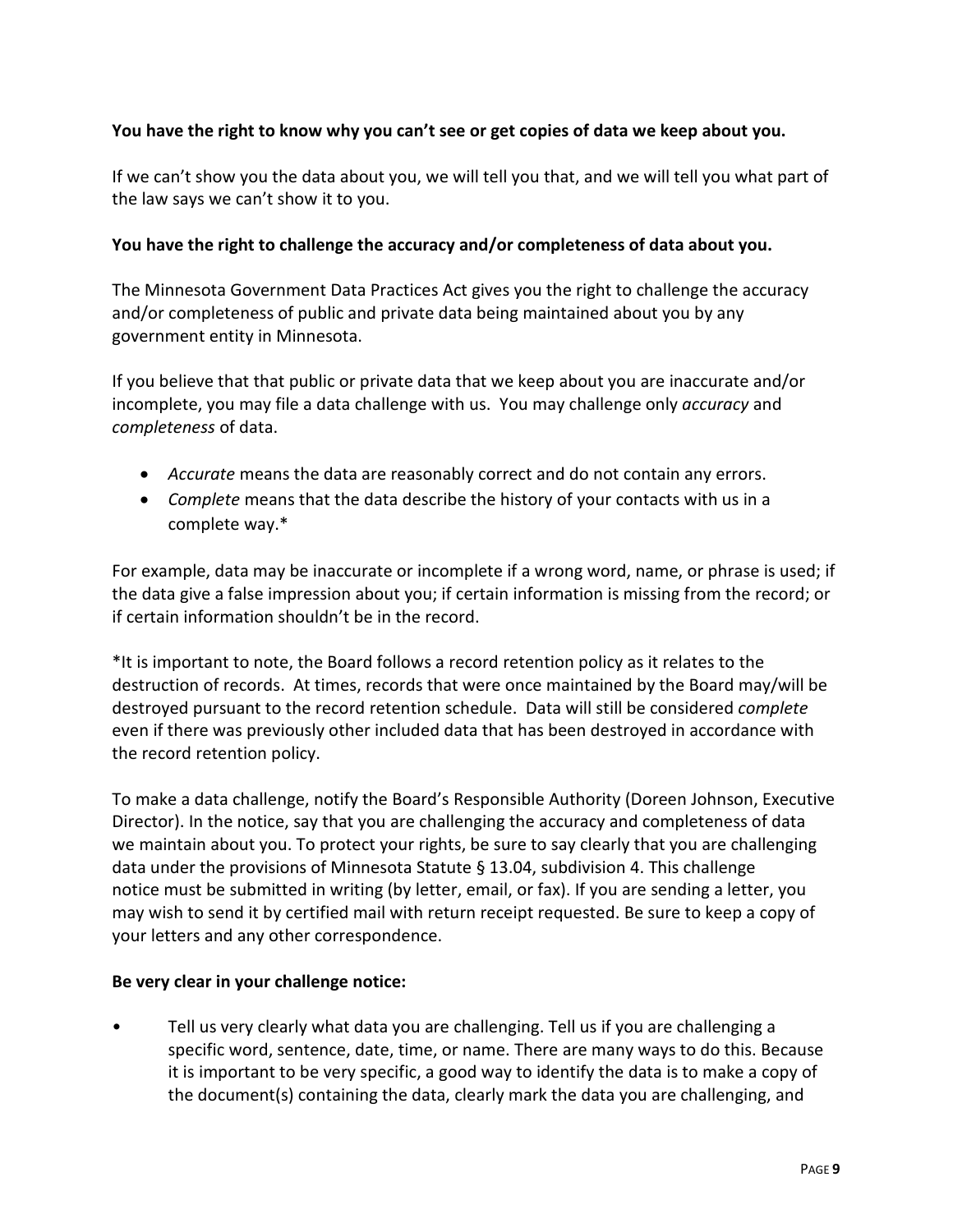**You have the right to know why you can't see or get copies of data we keep about you.**

If we can't show you the data about you, we will tell you that, and we will tell you what part of the law says we can't show it to you.

**You have the right to challenge the accuracy and/or completeness of data about you.**

The Minnesota Government Data Practices Act gives you the right to challenge the accuracy and/or completeness of public and private data being maintained about you by any government entity in Minnesota.

If you believe that that public or private data that we keep about you are inaccurate and/or incomplete, you may file a data challenge with us. You may challenge only *accuracy* and *completeness* of data.

- *Accurate* means the data are reasonably correct and do not contain any errors.
- *Complete* means that the data describe the history of your contacts with us in a complete way.*

For example, data may be inaccurate or incomplete if a wrong word, name, or phrase is used; if the data give a false impression about you; if certain information is missing from the record; or if certain information shouldn't be in the record.

*It is important to note, the Board follows a record retention policy as it relates to the destruction of records. At times, records that were once maintained by the Board may/will be destroyed pursuant to the record retention schedule. Data will still be considered *complete* even if there was previously other included data that has been destroyed in accordance with the record retention policy.

To make a data challenge, notify the Board's Responsible Authority (Doreen Johnson, Executive Director). In the notice, say that you are challenging the accuracy and completeness of data we maintain about you. To protect your rights, be sure to say clearly that you are challenging data under the provisions of Minnesota Statute § 13.04, subdivision 4. This challenge notice must be submitted in writing (by letter, email, or fax). If you are sending a letter, you may wish to send it by certified mail with return receipt requested. Be sure to keep a copy of your letters and any other correspondence.

**Be very clear in your challenge notice:**

- Tell us very clearly what data you are challenging. Tell us if you are challenging a specific word, sentence, date, time, or name. There are many ways to do this. Because it is important to be very specific, a good way to identify the data is to make a copy of the document(s) containing the data, clearly mark the data you are challenging, and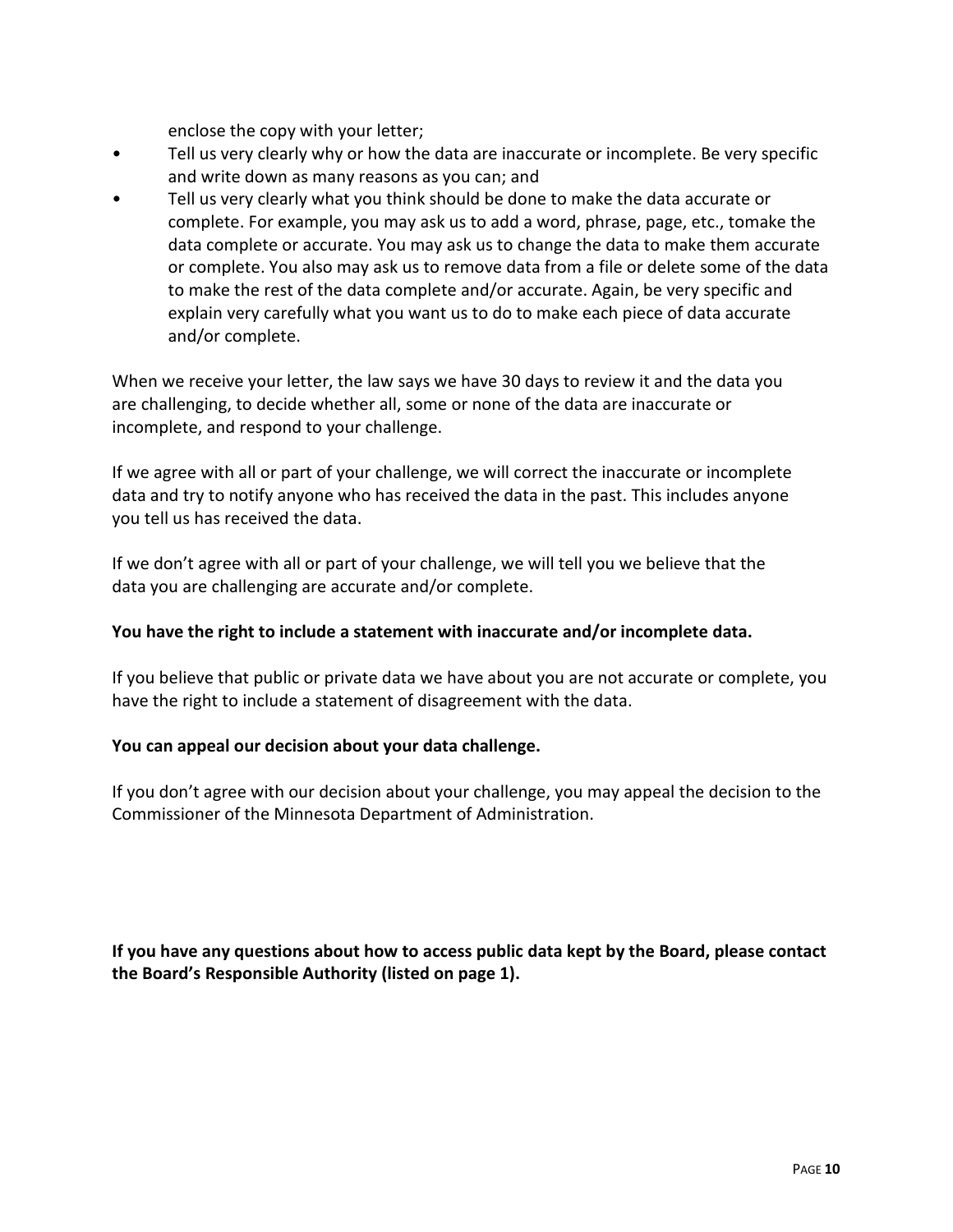enclose the copy with your letter;

- Tell us very clearly why or how the data are inaccurate or incomplete. Be very specific and write down as many reasons as you can; and
- Tell us very clearly what you think should be done to make the data accurate or complete. For example, you may ask us to add a word, phrase, page, etc., tomake the data complete or accurate. You may ask us to change the data to make them accurate or complete. You also may ask us to remove data from a file or delete some of the data to make the rest of the data complete and/or accurate. Again, be very specific and explain very carefully what you want us to do to make each piece of data accurate and/or complete.

When we receive your letter, the law says we have 30 days to review it and the data you are challenging, to decide whether all, some or none of the data are inaccurate or incomplete, and respond to your challenge.

If we agree with all or part of your challenge, we will correct the inaccurate or incomplete data and try to notify anyone who has received the data in the past. This includes anyone you tell us has received the data.

If we don't agree with all or part of your challenge, we will tell you we believe that the data you are challenging are accurate and/or complete.

**You have the right to include a statement with inaccurate and/or incomplete data.**

If you believe that public or private data we have about you are not accurate or complete, you have the right to include a statement of disagreement with the data.

**You can appeal our decision about your data challenge.**

If you don't agree with our decision about your challenge, you may appeal the decision to the Commissioner of the Minnesota Department of Administration.

**If you have any questions about how to access public data kept by the Board, please contact the Board's Responsible Authority (listed on page 1).**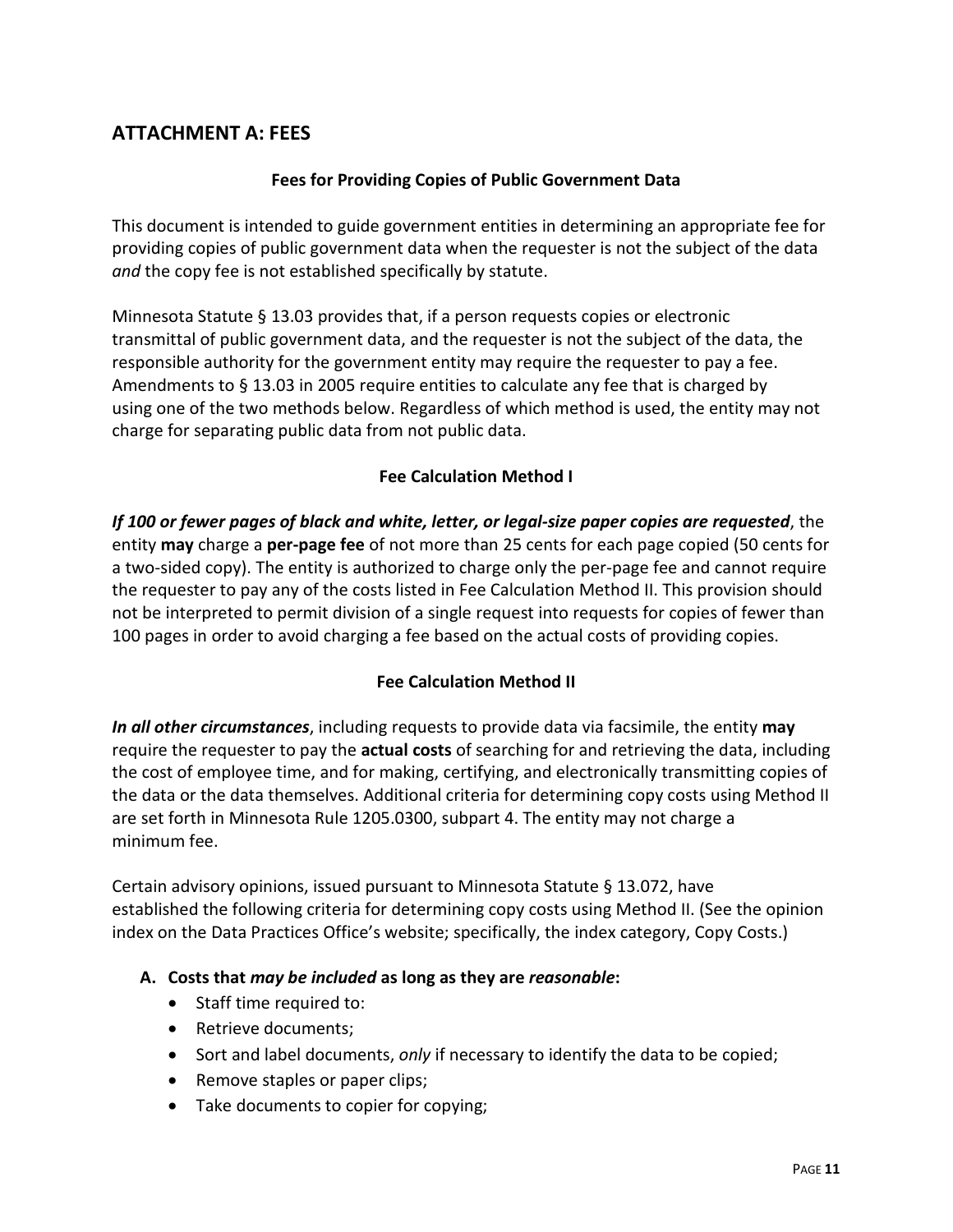## ATTACHMENT A: FEES

**Fees for Providing Copies of Public Government Data**

This document is intended to guide government entities in determining an appropriate fee for providing copies of public government data when the requester is not the subject of the data *and* the copy fee is not established specifically by statute.

Minnesota Statute § 13.03 provides that, if a person requests copies or electronic transmittal of public government data, and the requester is not the subject of the data, the responsible authority for the government entity may require the requester to pay a fee. Amendments to § 13.03 in 2005 require entities to calculate any fee that is charged by using one of the two methods below. Regardless of which method is used, the entity may not charge for separating public data from not public data.

**Fee Calculation Method I**

***If 100 or fewer pages of black and white, letter, or legal-size paper copies are requested***, the entity **may** charge a **per-page fee** of not more than 25 cents for each page copied (50 cents for a two-sided copy). The entity is authorized to charge only the per-page fee and cannot require the requester to pay any of the costs listed in Fee Calculation Method II. This provision should not be interpreted to permit division of a single request into requests for copies of fewer than 100 pages in order to avoid charging a fee based on the actual costs of providing copies.

**Fee Calculation Method II**

***In all other circumstances***, including requests to provide data via facsimile, the entity **may** require the requester to pay the **actual costs** of searching for and retrieving the data, including the cost of employee time, and for making, certifying, and electronically transmitting copies of the data or the data themselves. Additional criteria for determining copy costs using Method II are set forth in Minnesota Rule 1205.0300, subpart 4. The entity may not charge a minimum fee.

Certain advisory opinions, issued pursuant to Minnesota Statute § 13.072, have established the following criteria for determining copy costs using Method II. (See the opinion index on the Data Practices Office's website; specifically, the index category, Copy Costs.)

**A. Costs that *may be included* as long as they are *reasonable*:**

- Staff time required to:
- Retrieve documents;
- Sort and label documents, *only* if necessary to identify the data to be copied;
- Remove staples or paper clips;
- Take documents to copier for copying;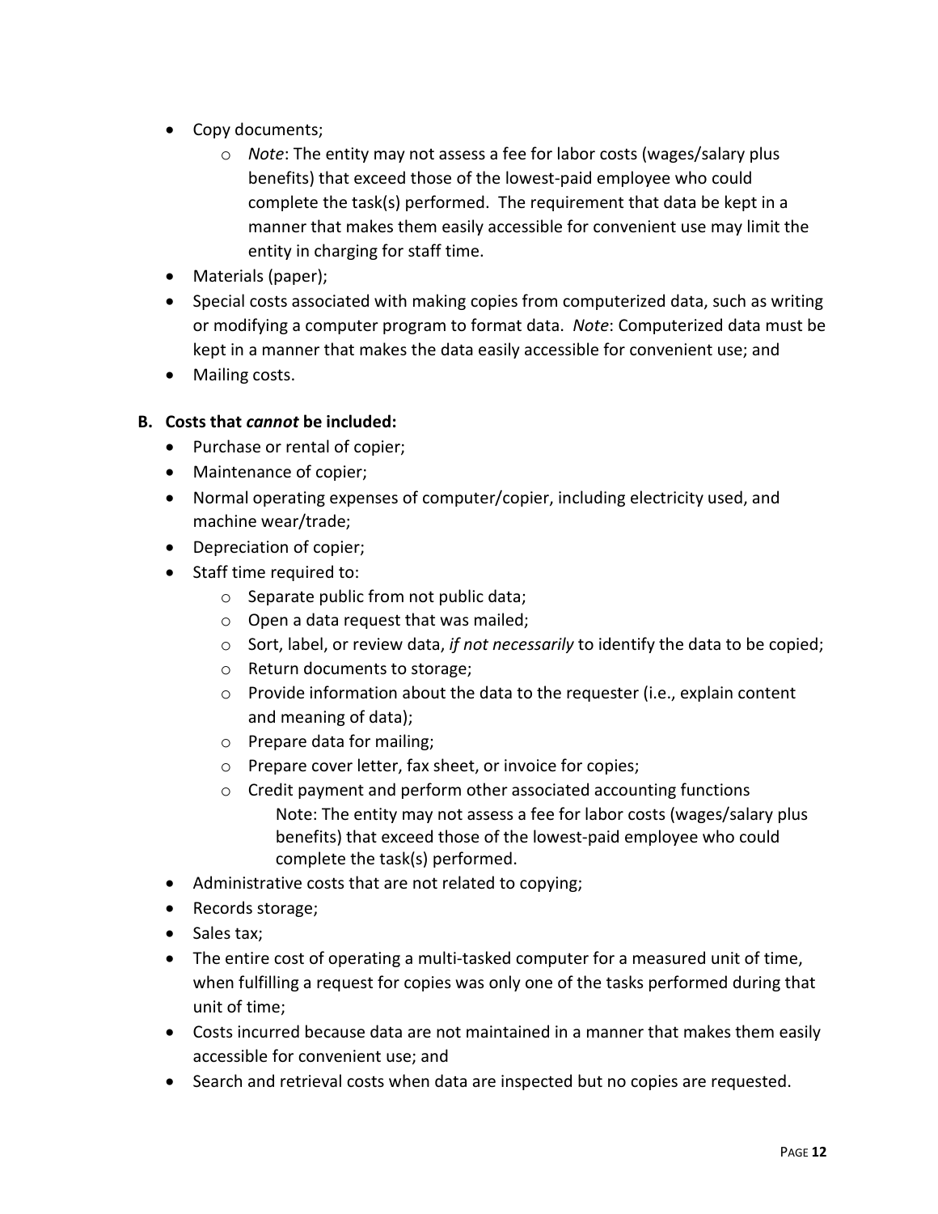- Copy documents;
  - *Note*: The entity may not assess a fee for labor costs (wages/salary plus benefits) that exceed those of the lowest-paid employee who could complete the task(s) performed. The requirement that data be kept in a manner that makes them easily accessible for convenient use may limit the entity in charging for staff time.
- Materials (paper);
- Special costs associated with making copies from computerized data, such as writing or modifying a computer program to format data. *Note*: Computerized data must be kept in a manner that makes the data easily accessible for convenient use; and
- Mailing costs.

**B. Costs that *cannot* be included:**

- Purchase or rental of copier;
- Maintenance of copier;
- Normal operating expenses of computer/copier, including electricity used, and machine wear/trade;
- Depreciation of copier;
- Staff time required to:
  - Separate public from not public data;
  - Open a data request that was mailed;
  - Sort, label, or review data, *if not necessarily* to identify the data to be copied;
  - Return documents to storage;
  - Provide information about the data to the requester (i.e., explain content and meaning of data);
  - Prepare data for mailing;
  - Prepare cover letter, fax sheet, or invoice for copies;
  - Credit payment and perform other associated accounting functions

    Note: The entity may not assess a fee for labor costs (wages/salary plus benefits) that exceed those of the lowest-paid employee who could complete the task(s) performed.
- Administrative costs that are not related to copying;
- Records storage;
- Sales tax;
- The entire cost of operating a multi-tasked computer for a measured unit of time, when fulfilling a request for copies was only one of the tasks performed during that unit of time;
- Costs incurred because data are not maintained in a manner that makes them easily accessible for convenient use; and
- Search and retrieval costs when data are inspected but no copies are requested.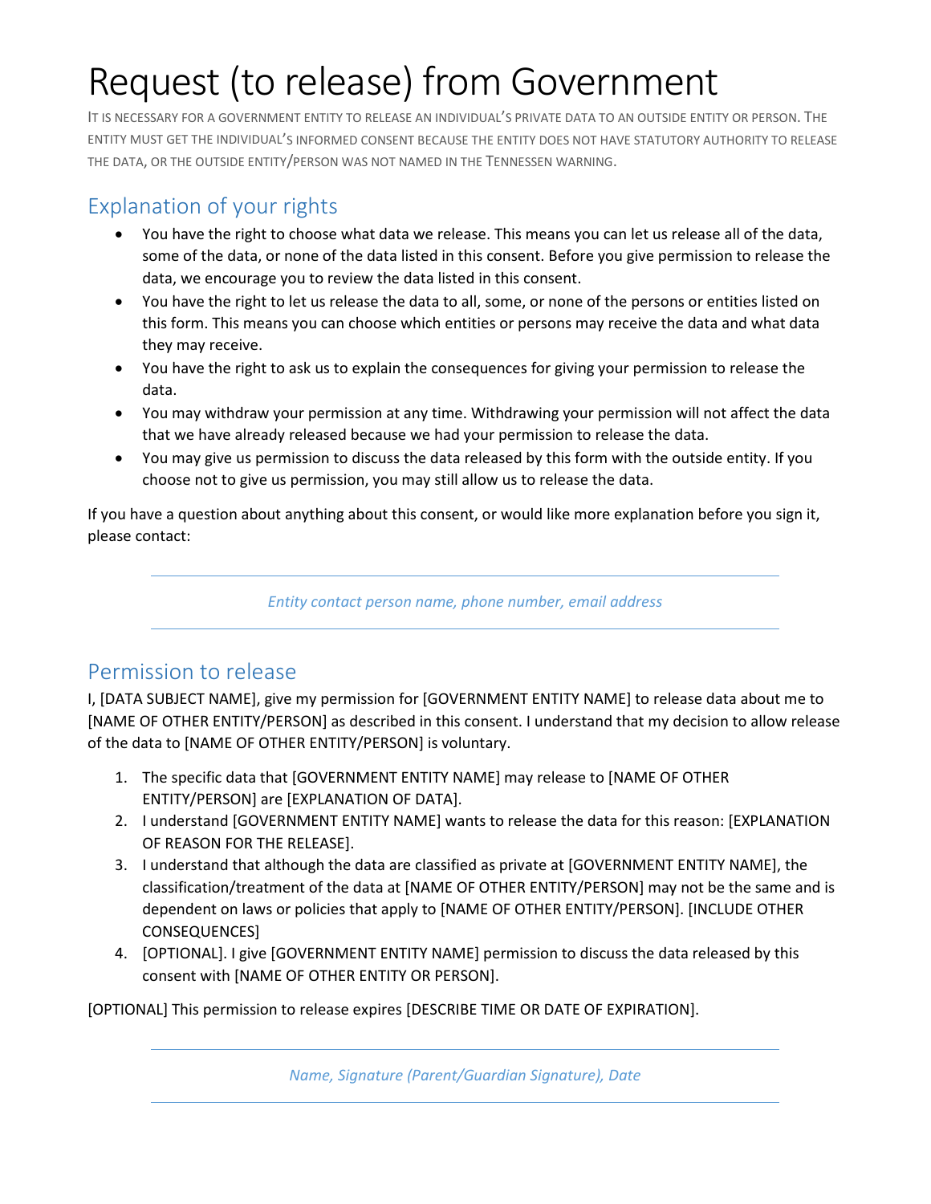# Request (to release) from Government

IT IS NECESSARY FOR A GOVERNMENT ENTITY TO RELEASE AN INDIVIDUAL'S PRIVATE DATA TO AN OUTSIDE ENTITY OR PERSON. THE ENTITY MUST GET THE INDIVIDUAL'S INFORMED CONSENT BECAUSE THE ENTITY DOES NOT HAVE STATUTORY AUTHORITY TO RELEASE THE DATA, OR THE OUTSIDE ENTITY/PERSON WAS NOT NAMED IN THE TENNESSEN WARNING.

## Explanation of your rights

- You have the right to choose what data we release. This means you can let us release all of the data, some of the data, or none of the data listed in this consent. Before you give permission to release the data, we encourage you to review the data listed in this consent.
- You have the right to let us release the data to all, some, or none of the persons or entities listed on this form. This means you can choose which entities or persons may receive the data and what data they may receive.
- You have the right to ask us to explain the consequences for giving your permission to release the data.
- You may withdraw your permission at any time. Withdrawing your permission will not affect the data that we have already released because we had your permission to release the data.
- You may give us permission to discuss the data released by this form with the outside entity. If you choose not to give us permission, you may still allow us to release the data.

If you have a question about anything about this consent, or would like more explanation before you sign it, please contact:

*Entity contact person name, phone number, email address*

## Permission to release

I, [DATA SUBJECT NAME], give my permission for [GOVERNMENT ENTITY NAME] to release data about me to [NAME OF OTHER ENTITY/PERSON] as described in this consent. I understand that my decision to allow release of the data to [NAME OF OTHER ENTITY/PERSON] is voluntary.

1. The specific data that [GOVERNMENT ENTITY NAME] may release to [NAME OF OTHER ENTITY/PERSON] are [EXPLANATION OF DATA].
2. I understand [GOVERNMENT ENTITY NAME] wants to release the data for this reason: [EXPLANATION OF REASON FOR THE RELEASE].
3. I understand that although the data are classified as private at [GOVERNMENT ENTITY NAME], the classification/treatment of the data at [NAME OF OTHER ENTITY/PERSON] may not be the same and is dependent on laws or policies that apply to [NAME OF OTHER ENTITY/PERSON]. [INCLUDE OTHER CONSEQUENCES]
4. [OPTIONAL]. I give [GOVERNMENT ENTITY NAME] permission to discuss the data released by this consent with [NAME OF OTHER ENTITY OR PERSON].

[OPTIONAL] This permission to release expires [DESCRIBE TIME OR DATE OF EXPIRATION].

*Name, Signature (Parent/Guardian Signature), Date*